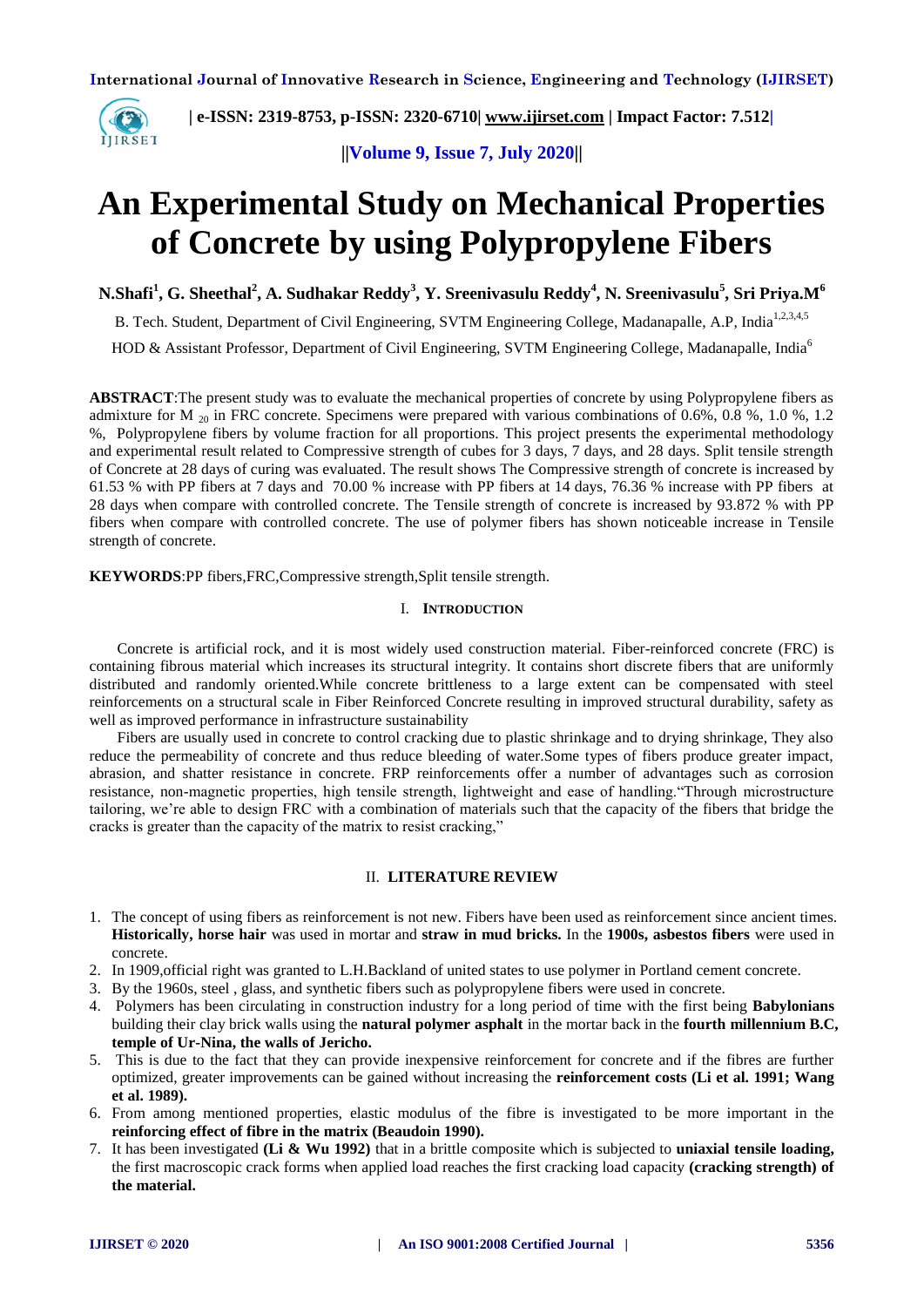# An Experimental Study on Mechanical Properties of Concrete by using Polypropylene Fibers

**N.Shafi[1], G. Sheethal[2], A. Sudhakar Reddy[3], Y. Sreenivasulu Reddy[4], N. Sreenivasulu[5], Sri Priya.M[6]**

B. Tech. Student, Department of Civil Engineering, SVTM Engineering College, Madanapalle, A.P, India[1,2,3,4,5]

HOD & Assistant Professor, Department of Civil Engineering, SVTM Engineering College, Madanapalle, India[6]

**ABSTRACT**:The present study was to evaluate the mechanical properties of concrete by using Polypropylene fibers as admixture for M $_{20}$ in FRC concrete. Specimens were prepared with various combinations of 0.6%, 0.8 %, 1.0 %, 1.2 %, Polypropylene fibers by volume fraction for all proportions. This project presents the experimental methodology and experimental result related to Compressive strength of cubes for 3 days, 7 days, and 28 days. Split tensile strength of Concrete at 28 days of curing was evaluated. The result shows The Compressive strength of concrete is increased by 61.53 % with PP fibers at 7 days and 70.00 % increase with PP fibers at 14 days, 76.36 % increase with PP fibers at 28 days when compare with controlled concrete. The Tensile strength of concrete is increased by 93.872 % with PP fibers when compare with controlled concrete. The use of polymer fibers has shown noticeable increase in Tensile strength of concrete.

**KEYWORDS**:PP fibers,FRC,Compressive strength,Split tensile strength.

## I. INTRODUCTION

Concrete is artificial rock, and it is most widely used construction material. Fiber-reinforced concrete (FRC) is containing fibrous material which increases its structural integrity. It contains short discrete fibers that are uniformly distributed and randomly oriented.While concrete brittleness to a large extent can be compensated with steel reinforcements on a structural scale in Fiber Reinforced Concrete resulting in improved structural durability, safety as well as improved performance in infrastructure sustainability

Fibers are usually used in concrete to control cracking due to plastic shrinkage and to drying shrinkage, They also reduce the permeability of concrete and thus reduce bleeding of water.Some types of fibers produce greater impact, abrasion, and shatter resistance in concrete. FRP reinforcements offer a number of advantages such as corrosion resistance, non-magnetic properties, high tensile strength, lightweight and ease of handling."Through microstructure tailoring, we're able to design FRC with a combination of materials such that the capacity of the fibers that bridge the cracks is greater than the capacity of the matrix to resist cracking,"

## II. LITERATURE REVIEW

1. The concept of using fibers as reinforcement is not new. Fibers have been used as reinforcement since ancient times. **Historically, horse hair** was used in mortar and **straw in mud bricks.** In the **1900s, asbestos fibers** were used in concrete.
2. In 1909,official right was granted to L.H.Backland of united states to use polymer in Portland cement concrete.
3. By the 1960s, steel , glass, and synthetic fibers such as polypropylene fibers were used in concrete.
4. Polymers has been circulating in construction industry for a long period of time with the first being **Babylonians** building their clay brick walls using the **natural polymer asphalt** in the mortar back in the **fourth millennium B.C, temple of Ur-Nina, the walls of Jericho.**
5. This is due to the fact that they can provide inexpensive reinforcement for concrete and if the fibres are further optimized, greater improvements can be gained without increasing the **reinforcement costs (Li et al. 1991; Wang et al. 1989).**
6. From among mentioned properties, elastic modulus of the fibre is investigated to be more important in the **reinforcing effect of fibre in the matrix (Beaudoin 1990).**
7. It has been investigated **(Li & Wu 1992)** that in a brittle composite which is subjected to **uniaxial tensile loading,** the first macroscopic crack forms when applied load reaches the first cracking load capacity **(cracking strength) of the material.**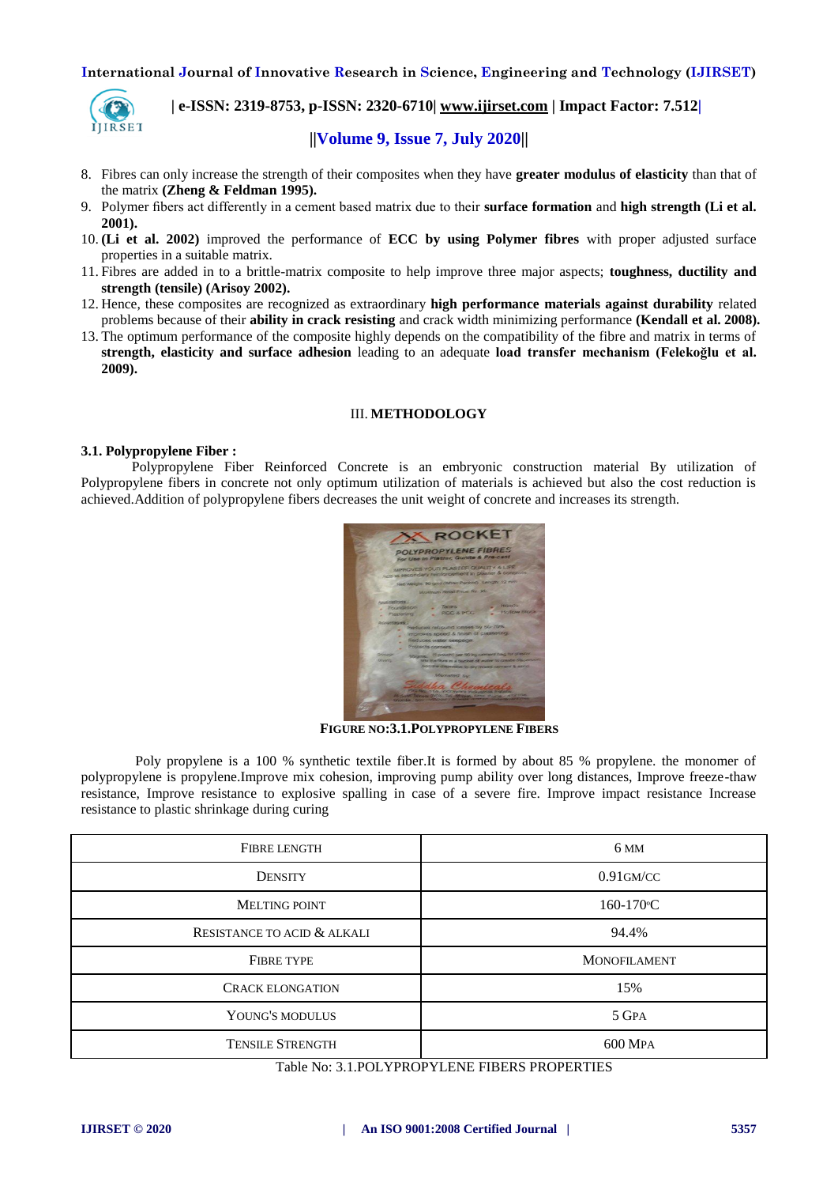8. Fibres can only increase the strength of their composites when they have **greater modulus of elasticity** than that of the matrix **(Zheng & Feldman 1995).**
9. Polymer fibers act differently in a cement based matrix due to their **surface formation** and **high strength (Li et al. 2001).**
10. **(Li et al. 2002)** improved the performance of **ECC by using Polymer fibres** with proper adjusted surface properties in a suitable matrix.
11. Fibres are added in to a brittle-matrix composite to help improve three major aspects; **toughness, ductility and strength (tensile) (Arisoy 2002).**
12. Hence, these composites are recognized as extraordinary **high performance materials against durability** related problems because of their **ability in crack resisting** and crack width minimizing performance **(Kendall et al. 2008).**
13. The optimum performance of the composite highly depends on the compatibility of the fibre and matrix in terms of **strength, elasticity and surface adhesion** leading to an adequate **load transfer mechanism (Felekoğlu et al. 2009).**

## III. METHODOLOGY

### 3.1. Polypropylene Fiber :

Polypropylene Fiber Reinforced Concrete is an embryonic construction material By utilization of Polypropylene fibers in concrete not only optimum utilization of materials is achieved but also the cost reduction is achieved.Addition of polypropylene fibers decreases the unit weight of concrete and increases its strength.

**FIGURE NO:3.1.POLYPROPYLENE FIBERS**

Poly propylene is a 100 % synthetic textile fiber.It is formed by about 85 % propylene. the monomer of polypropylene is propylene.Improve mix cohesion, improving pump ability over long distances, Improve freeze-thaw resistance, Improve resistance to explosive spalling in case of a severe fire. Improve impact resistance Increase resistance to plastic shrinkage during curing

| FIBRE LENGTH | 6 MM |
|---|---|
| DENSITY | 0.91GM/CC |
| MELTING POINT | 160-170°C |
| RESISTANCE TO ACID & ALKALI | 94.4% |
| FIBRE TYPE | MONOFILAMENT |
| CRACK ELONGATION | 15% |
| YOUNG'S MODULUS | 5 GPA |
| TENSILE STRENGTH | 600 MPA |

Table No: 3.1.POLYPROPYLENE FIBERS PROPERTIES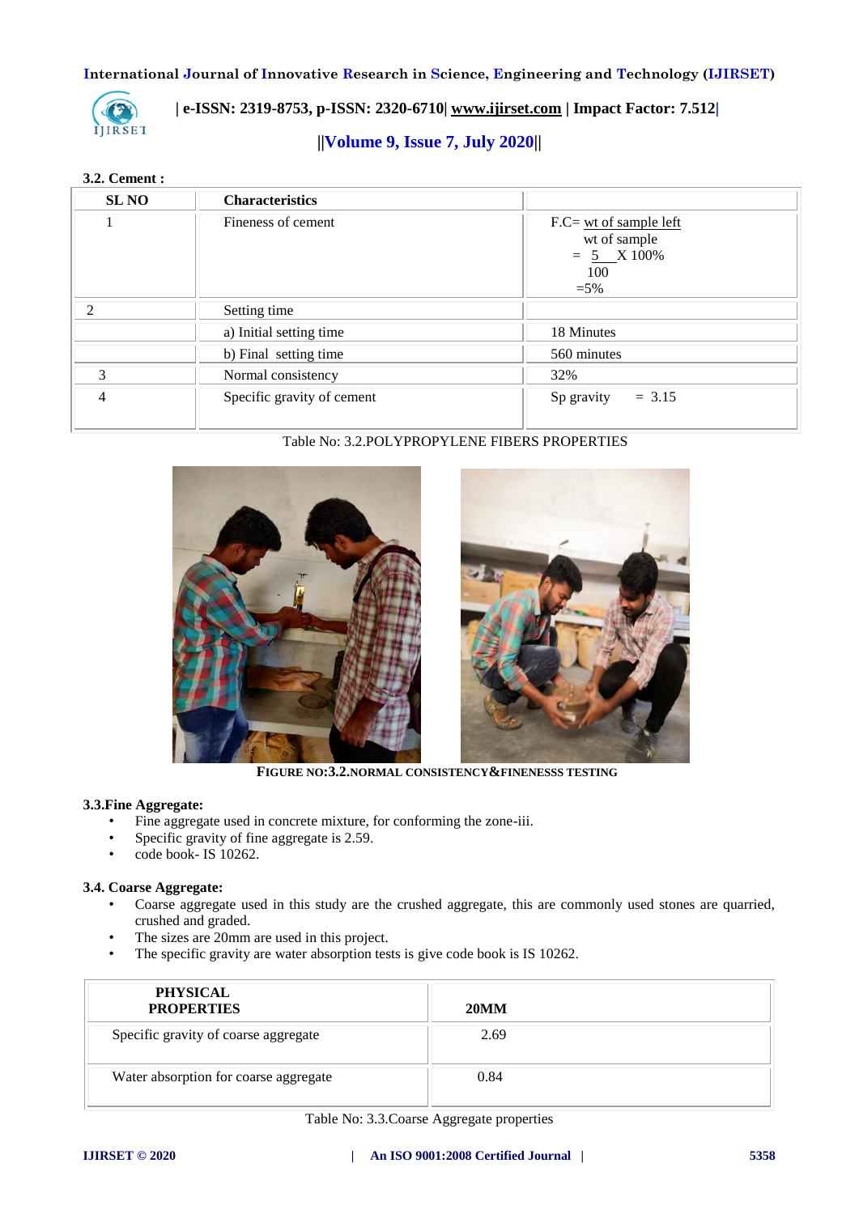### 3.2. Cement :

| SL NO | Characteristics | |
|---|---|---|
| 1 | Fineness of cement | F.C= $\frac{\text{wt of sample left}}{\text{wt of sample}}$ = $\frac{5}{100}$ X 100% =5% |
| 2 | Setting time | |
| | a) Initial setting time | 18 Minutes |
| | b) Final setting time | 560 minutes |
| 3 | Normal consistency | 32% |
| 4 | Specific gravity of cement | Sp gravity = 3.15 |

Table No: 3.2.POLYPROPYLENE FIBERS PROPERTIES

FIGURE NO:3.2.NORMAL CONSISTENCY&FINENESSS TESTING

### 3.3.Fine Aggregate:

- Fine aggregate used in concrete mixture, for conforming the zone-iii.
- Specific gravity of fine aggregate is 2.59.
- code book- IS 10262.

### 3.4. Coarse Aggregate:

- Coarse aggregate used in this study are the crushed aggregate, this are commonly used stones are quarried, crushed and graded.
- The sizes are 20mm are used in this project.
- The specific gravity are water absorption tests is give code book is IS 10262.

| PHYSICAL PROPERTIES | 20MM |
|---|---|
| Specific gravity of coarse aggregate | 2.69 |
| Water absorption for coarse aggregate | 0.84 |

Table No: 3.3.Coarse Aggregate properties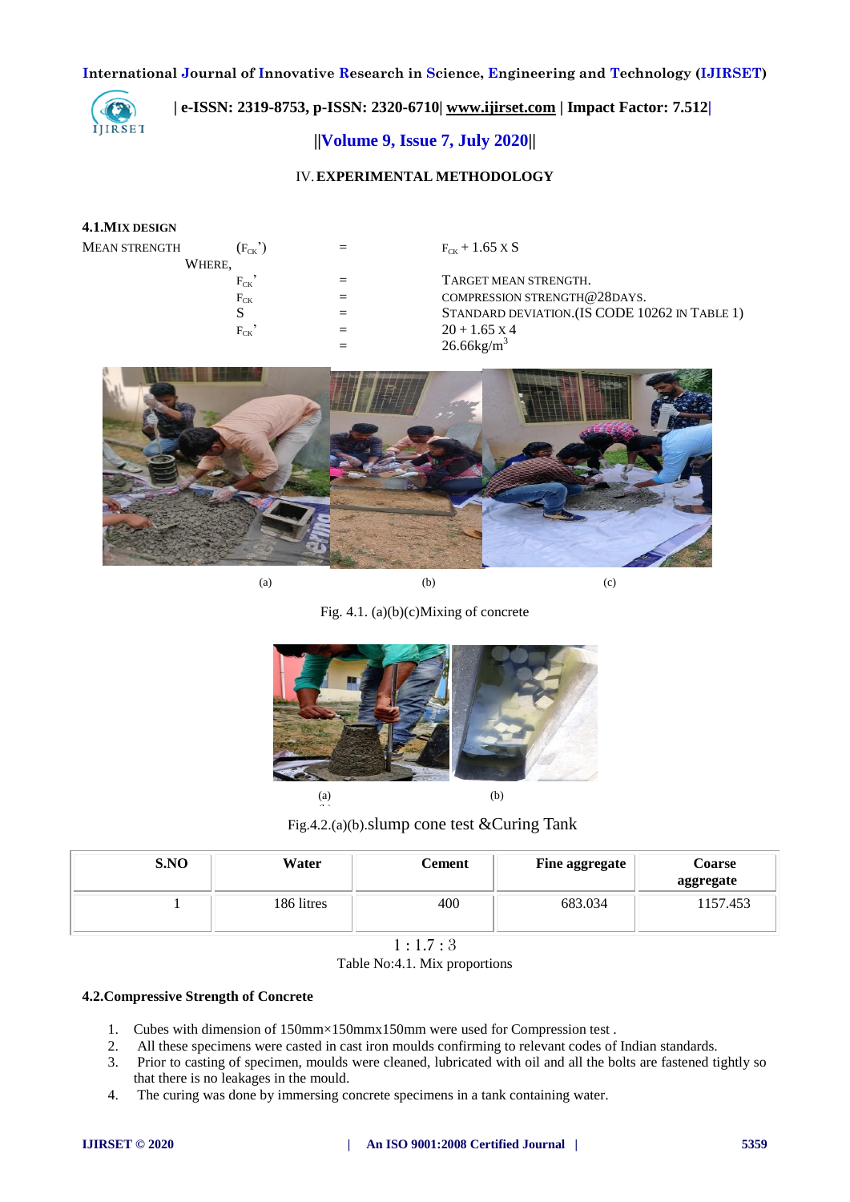## IV. EXPERIMENTAL METHODOLOGY

### 4.1. MIX DESIGN

MEAN STRENGTH ($F_{CK}$') = $F_{CK}$ + 1.65 x S

WHERE,

$F_{CK}$' = TARGET MEAN STRENGTH.

$F_{CK}$ = COMPRESSION STRENGTH@28DAYS.

S = STANDARD DEVIATION.(IS CODE 10262 IN TABLE 1)

$F_{CK}$' = 20 + 1.65 x 4

= 26.66kg/m$^3$

(a) (b) (c)

Fig. 4.1. (a)(b)(c)Mixing of concrete

(a) (b)

Fig.4.2.(a)(b).slump cone test &Curing Tank

| S.NO | Water | Cement | Fine aggregate | Coarse aggregate |
|---|---|---|---|---|
| 1 | 186 litres | 400 | 683.034 | 1157.453 |

1 : 1.7 : 3

Table No:4.1. Mix proportions

### 4.2. Compressive Strength of Concrete

1. Cubes with dimension of 150mm×150mmx150mm were used for Compression test .
2. All these specimens were casted in cast iron moulds confirming to relevant codes of Indian standards.
3. Prior to casting of specimen, moulds were cleaned, lubricated with oil and all the bolts are fastened tightly so that there is no leakages in the mould.
4. The curing was done by immersing concrete specimens in a tank containing water.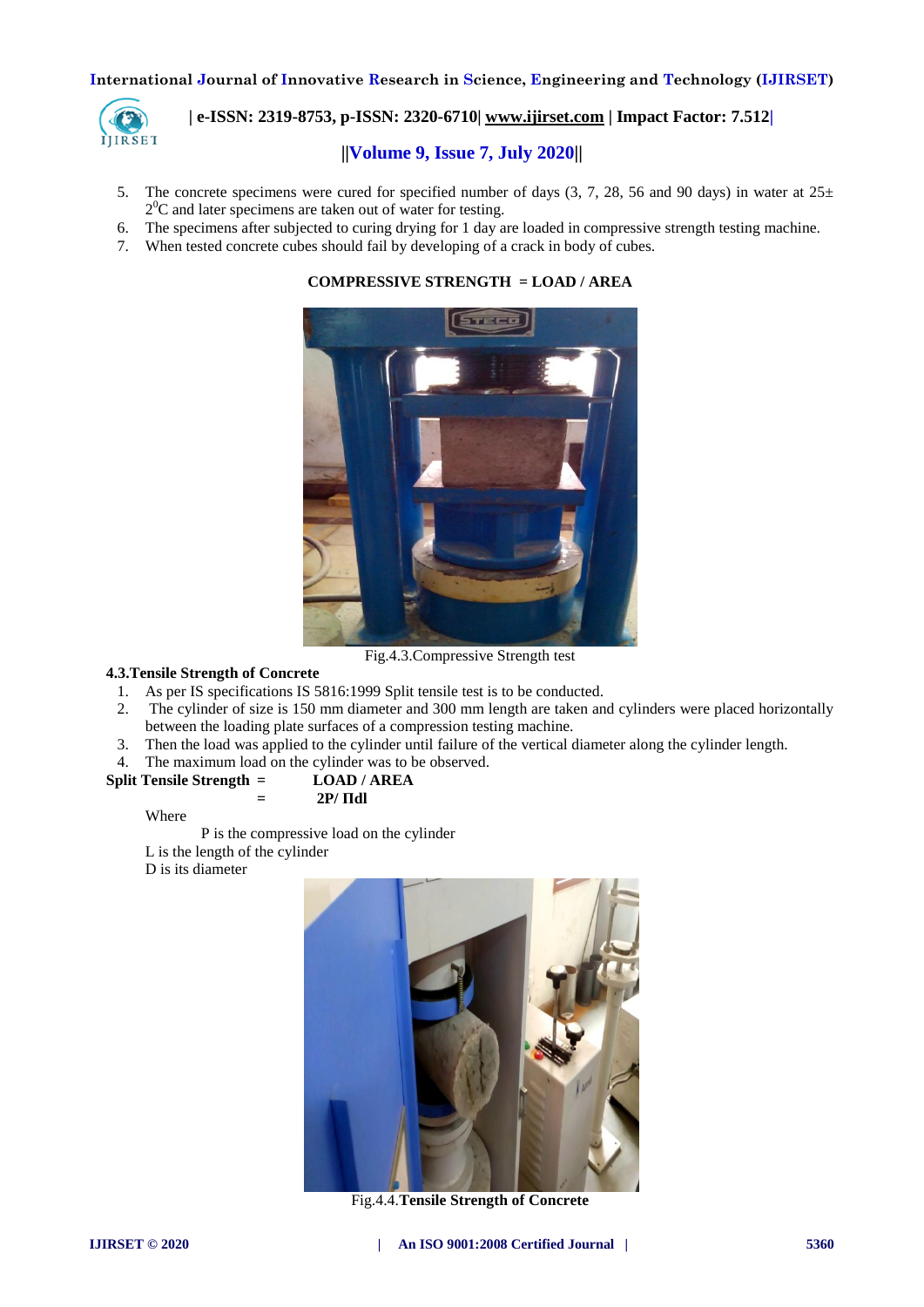5. The concrete specimens were cured for specified number of days (3, 7, 28, 56 and 90 days) in water at 25± $2^0$C and later specimens are taken out of water for testing.
6. The specimens after subjected to curing drying for 1 day are loaded in compressive strength testing machine.
7. When tested concrete cubes should fail by developing of a crack in body of cubes.

**COMPRESSIVE STRENGTH = LOAD / AREA**

Fig.4.3.Compressive Strength test

### 4.3.Tensile Strength of Concrete

1. As per IS specifications IS 5816:1999 Split tensile test is to be conducted.
2. The cylinder of size is 150 mm diameter and 300 mm length are taken and cylinders were placed horizontally between the loading plate surfaces of a compression testing machine.
3. Then the load was applied to the cylinder until failure of the vertical diameter along the cylinder length.
4. The maximum load on the cylinder was to be observed.

**Split Tensile Strength = LOAD / AREA**

**= 2P/ Πdl**

Where

P is the compressive load on the cylinder

L is the length of the cylinder

D is its diameter

Fig.4.4.**Tensile Strength of Concrete**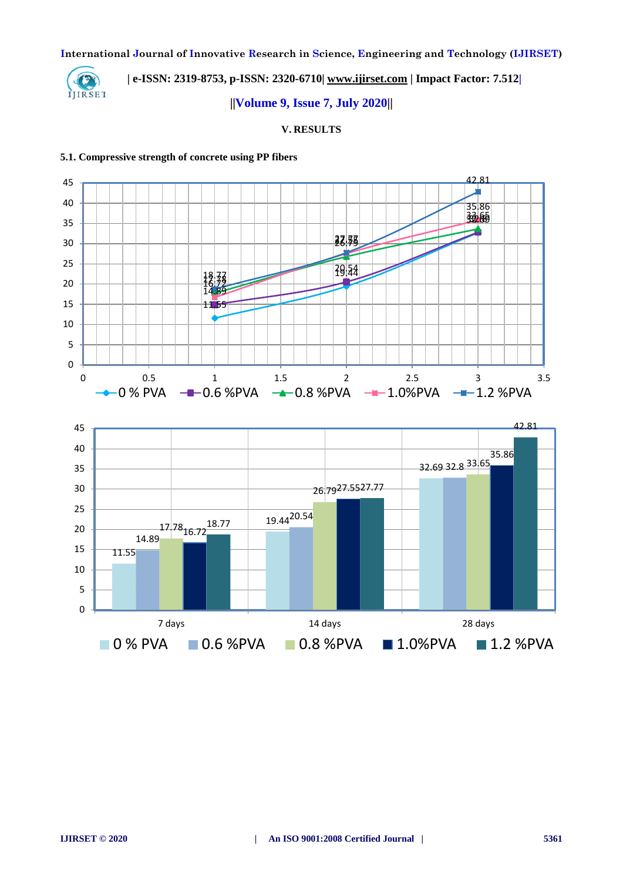## V. RESULTS

### 5.1. Compressive strength of concrete using PP fibers

45
40
35
30
25
20
15
10
5
0

0 0.5 1 1.5 2 2.5 3 3.5

18.77 17.78 16.72 14.89 11.55

27.77 26.79 20.54 19.44

42.81 35.86 33.65 32.69

0 % PVA   0.6 %PVA   0.8 %PVA   1.0%PVA   1.2 %PVA

45
40
35
30
25
20
15
10
5
0

11.55 14.89 17.78 16.72 18.77

19.44 20.54 26.79 27.55 27.77

32.69 32.8 33.65 35.86 42.81

7 days   14 days   28 days

0 % PVA   0.6 %PVA   0.8 %PVA   1.0%PVA   1.2 %PVA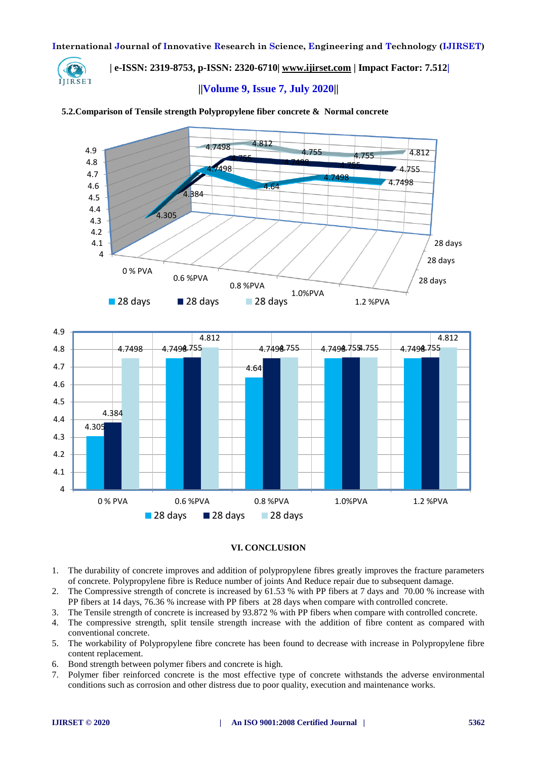**5.2.Comparison of Tensile strength Polypropylene fiber concrete & Normal concrete**

4.9
4.8
4.7
4.6
4.5
4.4
4.3
4.2
4.1
4

4.305
4.384
4.7498
4.755
4.7498
4.812
4.64
4.7498
4.755
4.7498
4.755
4.755
4.7498
4.755
4.812

0 % PVA
0.6 %PVA
0.8 %PVA
1.0%PVA
1.2 %PVA

28 days
28 days
28 days

28 days 28 days 28 days

4.9
4.8
4.7
4.6
4.5
4.4
4.3
4.2
4.1
4

4.305
4.384
4.7498
4.7498
4.755
4.812
4.64
4.7498
4.755
4.7498
4.755
4.755
4.7498
4.755
4.812

0 % PVA
0.6 %PVA
0.8 %PVA
1.0%PVA
1.2 %PVA

28 days 28 days 28 days

## VI. CONCLUSION

1. The durability of concrete improves and addition of polypropylene fibres greatly improves the fracture parameters of concrete. Polypropylene fibre is Reduce number of joints And Reduce repair due to subsequent damage.
2. The Compressive strength of concrete is increased by 61.53 % with PP fibers at 7 days and 70.00 % increase with PP fibers at 14 days, 76.36 % increase with PP fibers at 28 days when compare with controlled concrete.
3. The Tensile strength of concrete is increased by 93.872 % with PP fibers when compare with controlled concrete.
4. The compressive strength, split tensile strength increase with the addition of fibre content as compared with conventional concrete.
5. The workability of Polypropylene fibre concrete has been found to decrease with increase in Polypropylene fibre content replacement.
6. Bond strength between polymer fibers and concrete is high.
7. Polymer fiber reinforced concrete is the most effective type of concrete withstands the adverse environmental conditions such as corrosion and other distress due to poor quality, execution and maintenance works.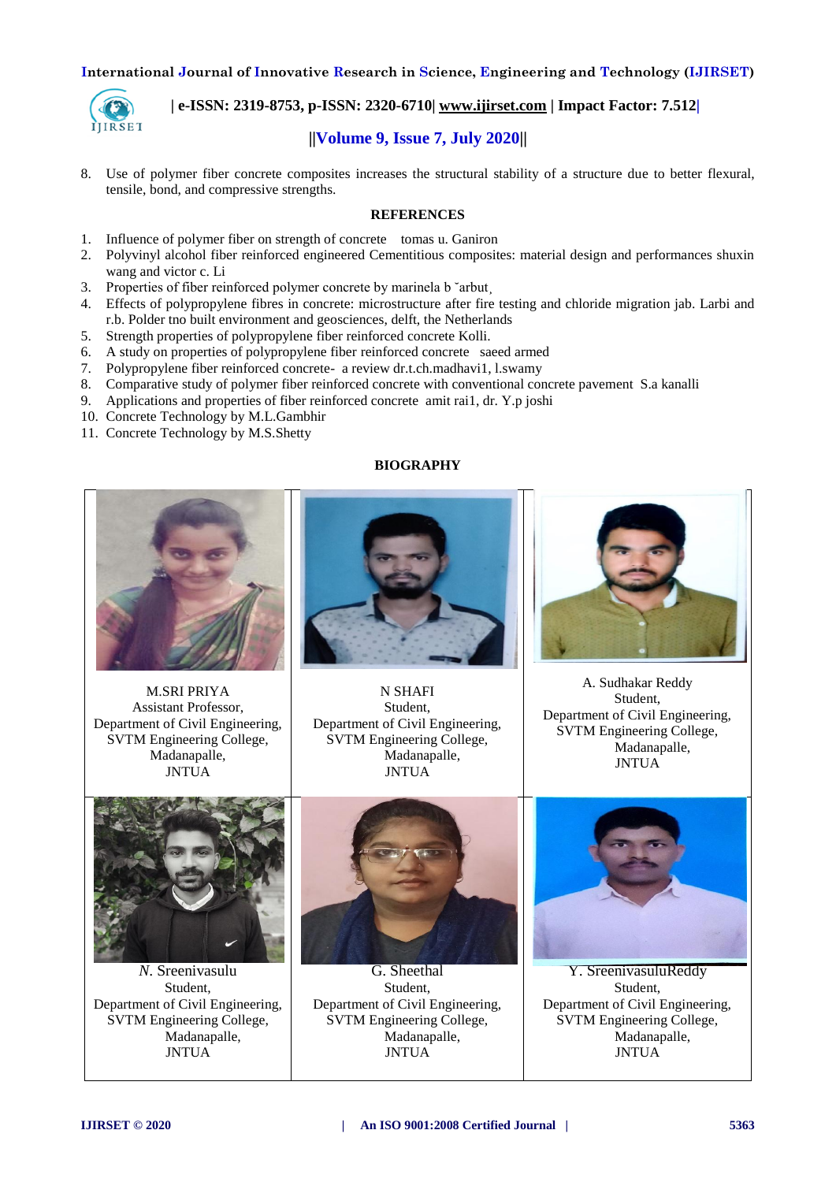8. Use of polymer fiber concrete composites increases the structural stability of a structure due to better flexural, tensile, bond, and compressive strengths.

## REFERENCES

1. Influence of polymer fiber on strength of concrete tomas u. Ganiron
2. Polyvinyl alcohol fiber reinforced engineered Cementitious composites: material design and performances shuxin wang and victor c. Li
3. Properties of fiber reinforced polymer concrete by marinela b ˘arbut¸
4. Effects of polypropylene fibres in concrete: microstructure after fire testing and chloride migration jab. Larbi and r.b. Polder tno built environment and geosciences, delft, the Netherlands
5. Strength properties of polypropylene fiber reinforced concrete Kolli.
6. A study on properties of polypropylene fiber reinforced concrete saeed armed
7. Polypropylene fiber reinforced concrete- a review dr.t.ch.madhavi1, l.swamy
8. Comparative study of polymer fiber reinforced concrete with conventional concrete pavement S.a kanalli
9. Applications and properties of fiber reinforced concrete amit rai1, dr. Y.p joshi
10. Concrete Technology by M.L.Gambhir
11. Concrete Technology by M.S.Shetty

## BIOGRAPHY

| | | |
|---|---|---|
| M.SRI PRIYA<br>Assistant Professor,<br>Department of Civil Engineering,<br>SVTM Engineering College,<br>Madanapalle,<br>JNTUA | N SHAFI<br>Student,<br>Department of Civil Engineering,<br>SVTM Engineering College,<br>Madanapalle,<br>JNTUA | A. Sudhakar Reddy<br>Student,<br>Department of Civil Engineering,<br>SVTM Engineering College,<br>Madanapalle,<br>JNTUA |
| N. Sreenivasulu<br>Student,<br>Department of Civil Engineering,<br>SVTM Engineering College,<br>Madanapalle,<br>JNTUA | G. Sheethal<br>Student,<br>Department of Civil Engineering,<br>SVTM Engineering College,<br>Madanapalle,<br>JNTUA | Y. SreenivasuluReddy<br>Student,<br>Department of Civil Engineering,<br>SVTM Engineering College,<br>Madanapalle,<br>JNTUA |